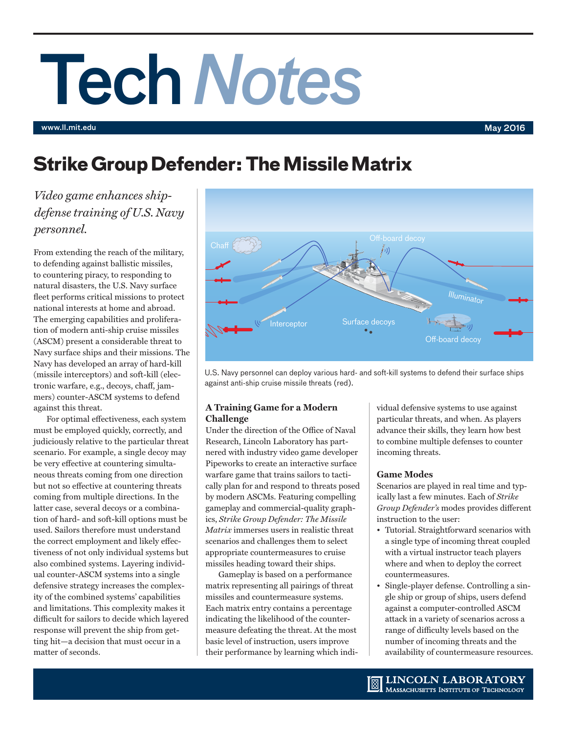# Tech *Notes*

www.ll.mit.edu

May 2016

## Strike Group Defender: The Missile Matrix

*Video game enhances ship-defense training of U.S. Navy personnel.*

From extending the reach of the military, to defending against ballistic missiles, to countering piracy, to responding to natural disasters, the U.S. Navy surface fleet performs critical missions to protect national interests at home and abroad. The emerging capabilities and proliferation of modern anti-ship cruise missiles (ASCM) present a considerable threat to Navy surface ships and their missions. The Navy has developed an array of hard-kill (missile interceptors) and soft-kill (electronic warfare, e.g., decoys, chaff, jammers) counter-ASCM systems to defend against this threat.

For optimal effectiveness, each system must be employed quickly, correctly, and judiciously relative to the particular threat scenario. For example, a single decoy may be very effective at countering simultaneous threats coming from one direction but not so effective at countering threats coming from multiple directions. In the latter case, several decoys or a combination of hard- and soft-kill options must be used. Sailors therefore must understand the correct employment and likely effectiveness of not only individual systems but also combined systems. Layering individual counter-ASCM systems into a single defensive strategy increases the complexity of the combined systems' capabilities and limitations. This complexity makes it difficult for sailors to decide which layered response will prevent the ship from getting hit—a decision that must occur in a matter of seconds.

U.S. Navy personnel can deploy various hard- and soft-kill systems to defend their surface ships against anti-ship cruise missile threats (red).

### A Training Game for a Modern Challenge

Under the direction of the Office of Naval Research, Lincoln Laboratory has partnered with industry video game developer Pipeworks to create an interactive surface warfare game that trains sailors to tactically plan for and respond to threats posed by modern ASCMs. Featuring compelling gameplay and commercial-quality graphics, *Strike Group Defender: The Missile Matrix* immerses users in realistic threat scenarios and challenges them to select appropriate countermeasures to cruise missiles heading toward their ships.

Gameplay is based on a performance matrix representing all pairings of threat missiles and countermeasure systems. Each matrix entry contains a percentage indicating the likelihood of the countermeasure defeating the threat. At the most basic level of instruction, users improve their performance by learning which individual defensive systems to use against particular threats, and when. As players advance their skills, they learn how best to combine multiple defenses to counter incoming threats.

### Game Modes

Scenarios are played in real time and typically last a few minutes. Each of *Strike Group Defender's* modes provides different instruction to the user:

- Tutorial. Straightforward scenarios with a single type of incoming threat coupled with a virtual instructor teach players where and when to deploy the correct countermeasures.
- Single-player defense. Controlling a single ship or group of ships, users defend against a computer-controlled ASCM attack in a variety of scenarios across a range of difficulty levels based on the number of incoming threats and the availability of countermeasure resources.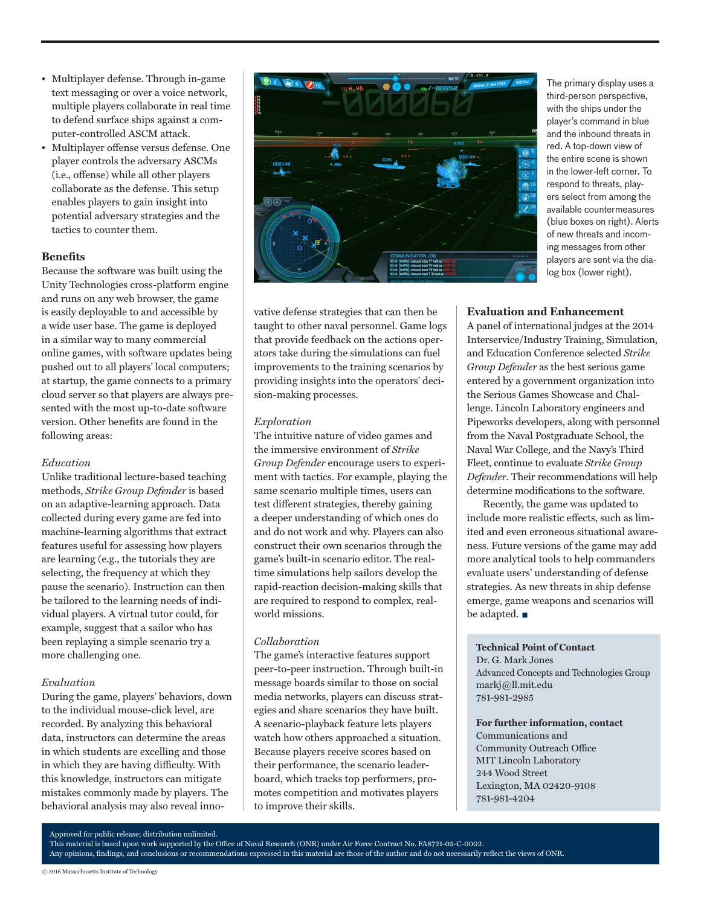- Multiplayer defense. Through in-game text messaging or over a voice network, multiple players collaborate in real time to defend surface ships against a computer-controlled ASCM attack.
- Multiplayer offense versus defense. One player controls the adversary ASCMs (i.e., offense) while all other players collaborate as the defense. This setup enables players to gain insight into potential adversary strategies and the tactics to counter them.

### Benefits

Because the software was built using the Unity Technologies cross-platform engine and runs on any web browser, the game is easily deployable to and accessible by a wide user base. The game is deployed in a similar way to many commercial online games, with software updates being pushed out to all players' local computers; at startup, the game connects to a primary cloud server so that players are always presented with the most up-to-date software version. Other benefits are found in the following areas:

*Education*

Unlike traditional lecture-based teaching methods, *Strike Group Defender* is based on an adaptive-learning approach. Data collected during every game are fed into machine-learning algorithms that extract features useful for assessing how players are learning (e.g., the tutorials they are selecting, the frequency at which they pause the scenario). Instruction can then be tailored to the learning needs of individual players. A virtual tutor could, for example, suggest that a sailor who has been replaying a simple scenario try a more challenging one.

*Evaluation*

During the game, players' behaviors, down to the individual mouse-click level, are recorded. By analyzing this behavioral data, instructors can determine the areas in which students are excelling and those in which they are having difficulty. With this knowledge, instructors can mitigate mistakes commonly made by players. The behavioral analysis may also reveal innovative defense strategies that can then be taught to other naval personnel. Game logs that provide feedback on the actions operators take during the simulations can fuel improvements to the training scenarios by providing insights into the operators' decision-making processes.

*Exploration*

The intuitive nature of video games and the immersive environment of *Strike Group Defender* encourage users to experiment with tactics. For example, playing the same scenario multiple times, users can test different strategies, thereby gaining a deeper understanding of which ones do and do not work and why. Players can also construct their own scenarios through the game's built-in scenario editor. The real-time simulations help sailors develop the rapid-reaction decision-making skills that are required to respond to complex, real-world missions.

*Collaboration*

The game's interactive features support peer-to-peer instruction. Through built-in message boards similar to those on social media networks, players can discuss strategies and share scenarios they have built. A scenario-playback feature lets players watch how others approached a situation. Because players receive scores based on their performance, the scenario leaderboard, which tracks top performers, promotes competition and motivates players to improve their skills.

The primary display uses a third-person perspective, with the ships under the player's command in blue and the inbound threats in red. A top-down view of the entire scene is shown in the lower-left corner. To respond to threats, players select from among the available countermeasures (blue boxes on right). Alerts of new threats and incoming messages from other players are sent via the dialog box (lower right).

### Evaluation and Enhancement

A panel of international judges at the 2014 Interservice/Industry Training, Simulation, and Education Conference selected *Strike Group Defender* as the best serious game entered by a government organization into the Serious Games Showcase and Challenge. Lincoln Laboratory engineers and Pipeworks developers, along with personnel from the Naval Postgraduate School, the Naval War College, and the Navy's Third Fleet, continue to evaluate *Strike Group Defender*. Their recommendations will help determine modifications to the software.

Recently, the game was updated to include more realistic effects, such as limited and even erroneous situational awareness. Future versions of the game may add more analytical tools to help commanders evaluate users' understanding of defense strategies. As new threats in ship defense emerge, game weapons and scenarios will be adapted. ■

**Technical Point of Contact**
Dr. G. Mark Jones
Advanced Concepts and Technologies Group
markj@ll.mit.edu
781-981-2985

**For further information, contact**
Communications and
Community Outreach Office
MIT Lincoln Laboratory
244 Wood Street
Lexington, MA 02420-9108
781-981-4204

Approved for public release; distribution unlimited.
This material is based upon work supported by the Office of Naval Research (ONR) under Air Force Contract No. FA8721-05-C-0002.
Any opinions, findings, and conclusions or recommendations expressed in this material are those of the author and do not necessarily reflect the views of ONR.

© 2016 Massachusetts Institute of Technology